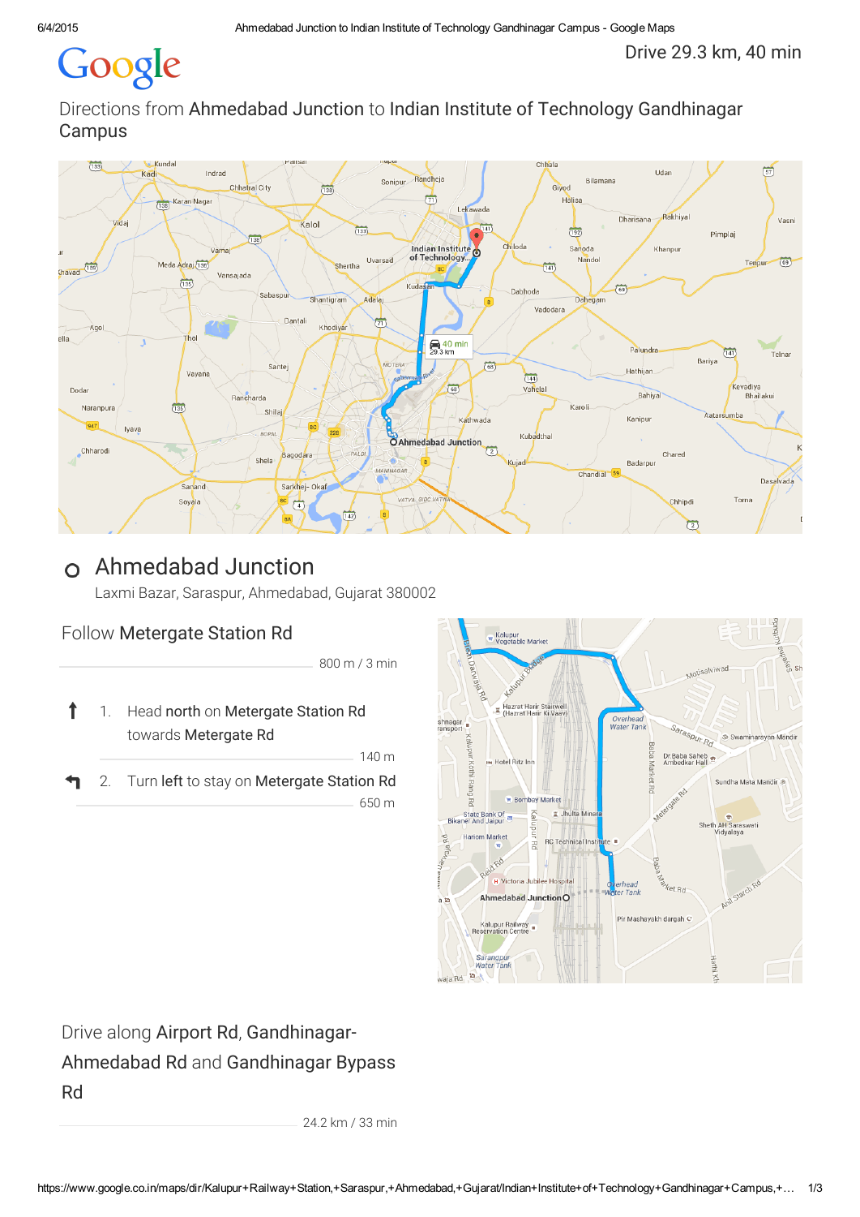Drive 29.3 km, 40 min

# Directions from Ahmedabad Junction to Indian Institute of Technology Gandhinagar Campus

## Ahmedabad Junction

Laxmi Bazar, Saraspur, Ahmedabad, Gujarat 380002

### Follow Metergate Station Rd

800 m / 3 min

1. Head **north** on **Metergate Station Rd** towards **Metergate Rd**

   140 m

2. Turn **left** to stay on **Metergate Station Rd**

   650 m

### Drive along Airport Rd, Gandhinagar-Ahmedabad Rd and Gandhinagar Bypass Rd

24.2 km / 33 min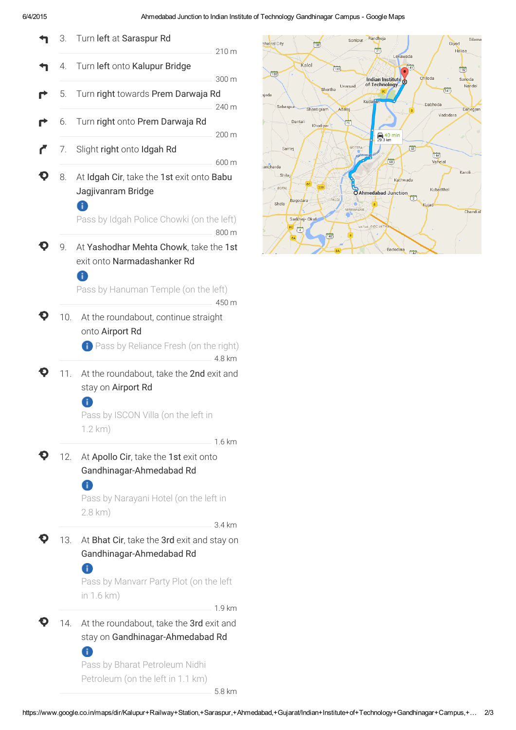3. Turn **left** at **Saraspur Rd**

   210 m

4. Turn **left** onto **Kalupur Bridge**

   300 m

5. Turn **right** towards **Prem Darwaja Rd**

   240 m

6. Turn **right** onto **Prem Darwaja Rd**

   200 m

7. Slight **right** onto **Idgah Rd**

   600 m

8. At **Idgah Cir**, take the **1st** exit onto **Babu Jagjivanram Bridge**

   Pass by Idgah Police Chowki (on the left)

   800 m

9. At **Yashodhar Mehta Chowk**, take the **1st** exit onto **Narmadashanker Rd**

   Pass by Hanuman Temple (on the left)

   450 m

10. At the roundabout, continue straight onto **Airport Rd**

    Pass by Reliance Fresh (on the right)

    4.8 km

11. At the roundabout, take the **2nd** exit and stay on **Airport Rd**

    Pass by ISCON Villa (on the left in 1.2 km)

    1.6 km

12. At **Apollo Cir**, take the **1st** exit onto **Gandhinagar-Ahmedabad Rd**

    Pass by Narayani Hotel (on the left in 2.8 km)

    3.4 km

13. At **Bhat Cir**, take the **3rd** exit and stay on **Gandhinagar-Ahmedabad Rd**

    Pass by Manvarr Party Plot (on the left in 1.6 km)

    1.9 km

14. At the roundabout, take the **3rd** exit and stay on **Gandhinagar-Ahmedabad Rd**

    Pass by Bharat Petroleum Nidhi Petroleum (on the left in 1.1 km)

    5.8 km

40 min
29.3 km
Indian Institute of Technology...
Ahmedabad Junction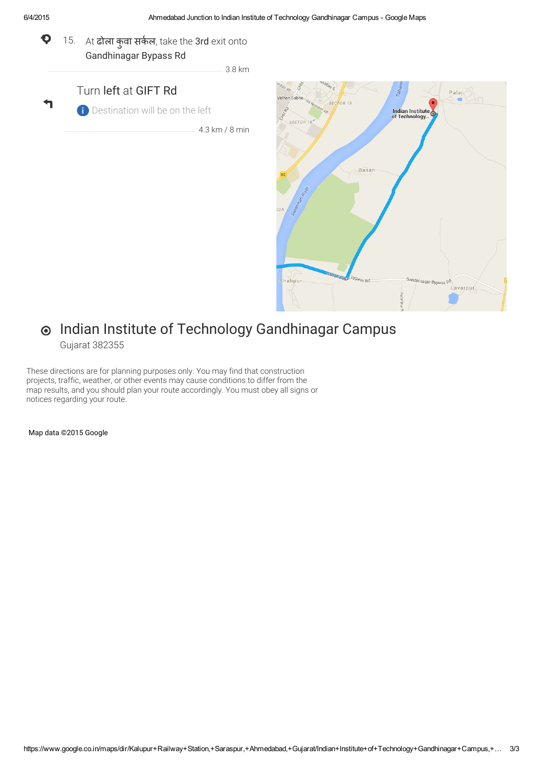15. At ढोला कुवा सर्कल, take the **3rd** exit onto **Gandhinagar Bypass Rd**

3.8 km

Turn **left** at **GIFT Rd**

Destination will be on the left

4.3 km / 8 min

## Indian Institute of Technology Gandhinagar Campus

Gujarat 382355

These directions are for planning purposes only. You may find that construction projects, traffic, weather, or other events may cause conditions to differ from the map results, and you should plan your route accordingly. You must obey all signs or notices regarding your route.

Map data ©2015 Google